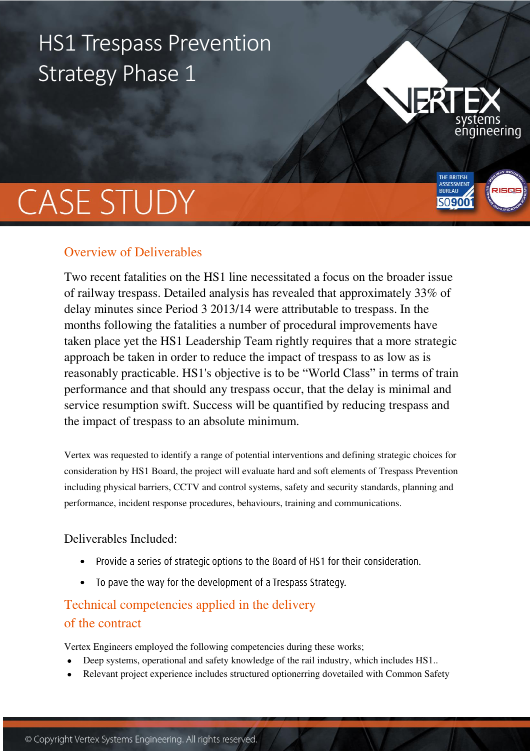# HS1 Trespass Prevention Strategy Phase 1

# CASE STUDY

## Overview of Deliverables

Two recent fatalities on the HS1 line necessitated a focus on the broader issue of railway trespass. Detailed analysis has revealed that approximately 33% of delay minutes since Period 3 2013/14 were attributable to trespass. In the months following the fatalities a number of procedural improvements have taken place yet the HS1 Leadership Team rightly requires that a more strategic approach be taken in order to reduce the impact of trespass to as low as is reasonably practicable. HS1's objective is to be "World Class" in terms of train performance and that should any trespass occur, that the delay is minimal and service resumption swift. Success will be quantified by reducing trespass and the impact of trespass to an absolute minimum.

Vertex was requested to identify a range of potential interventions and defining strategic choices for consideration by HS1 Board, the project will evaluate hard and soft elements of Trespass Prevention including physical barriers, CCTV and control systems, safety and security standards, planning and performance, incident response procedures, behaviours, training and communications.

Deliverables Included:

- Provide a series of strategic options to the Board of HS1 for their consideration.
- To pave the way for the development of a Trespass Strategy.

## Technical competencies applied in the delivery of the contract

Vertex Engineers employed the following competencies during these works;

- Deep systems, operational and safety knowledge of the rail industry, which includes HS1..
- Relevant project experience includes structured optionerring dovetailed with Common Safety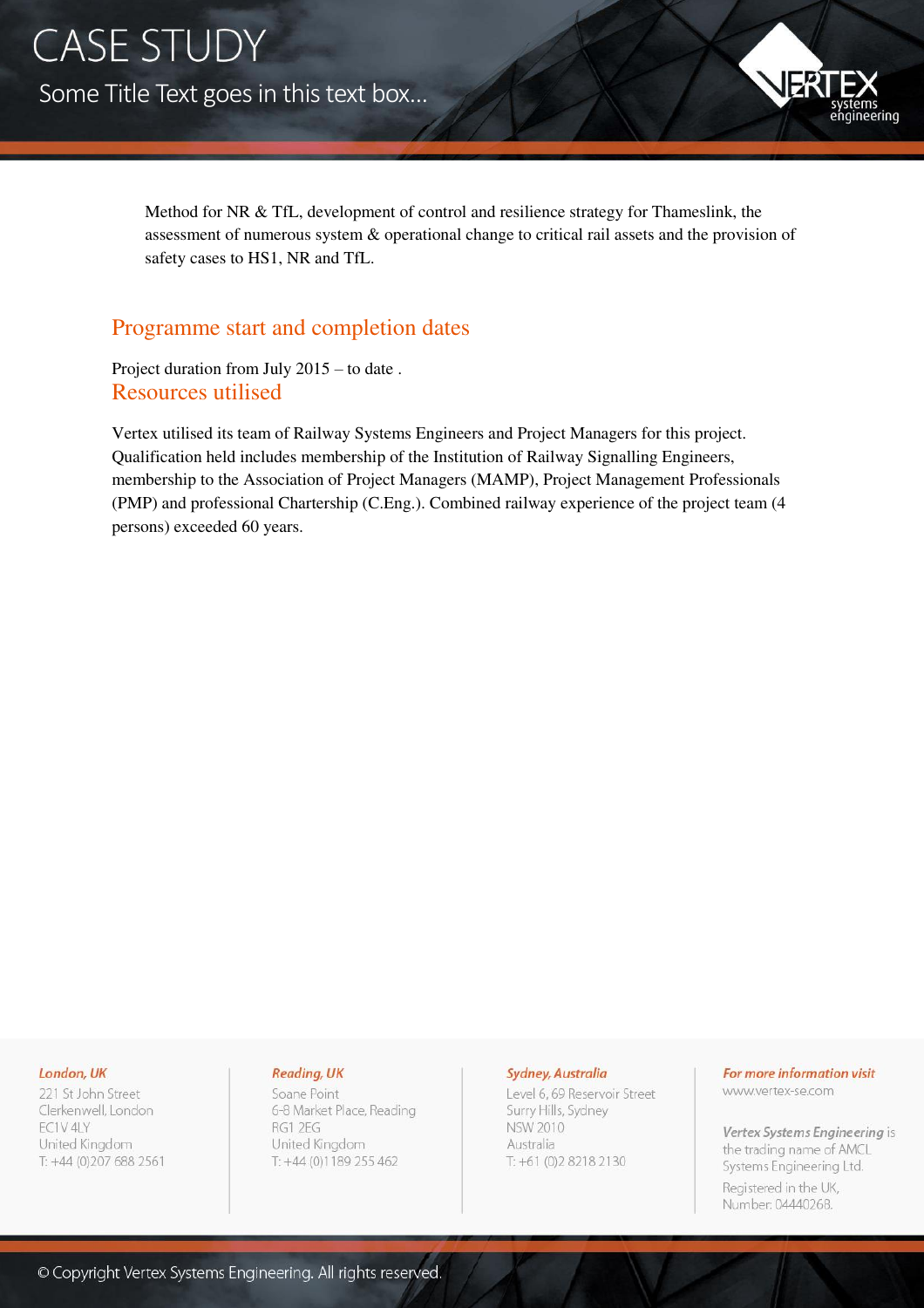Method for NR & TfL, development of control and resilience strategy for Thameslink, the assessment of numerous system & operational change to critical rail assets and the provision of safety cases to HS1, NR and TfL.

## Programme start and completion dates

Project duration from July 2015 – to date .

## Resources utilised

Vertex utilised its team of Railway Systems Engineers and Project Managers for this project. Qualification held includes membership of the Institution of Railway Signalling Engineers, membership to the Association of Project Managers (MAMP), Project Management Professionals (PMP) and professional Chartership (C.Eng.). Combined railway experience of the project team (4 persons) exceeded 60 years.